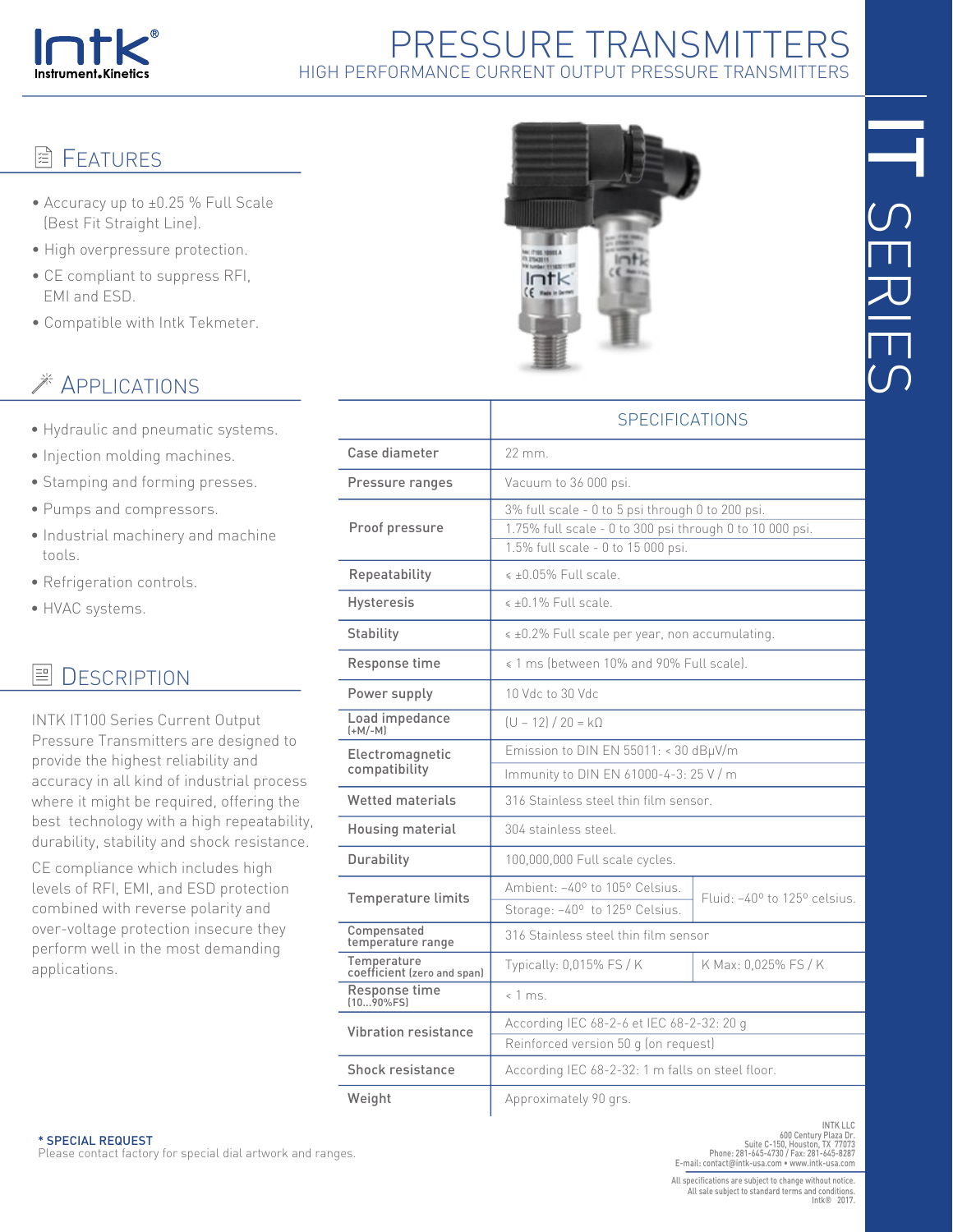# PRESSURE TRANSMITTERS

HIGH PERFORMANCE CURRENT OUTPUT PRESSURE TRANSMITTERS

IT SERIES

## Features

- Accuracy up to ±0.25 % Full Scale (Best Fit Straight Line).
- High overpressure protection.
- CE compliant to suppress RFI, EMI and ESD.
- Compatible with Intk Tekmeter.

## Applications

- Hydraulic and pneumatic systems.
- Injection molding machines.
- Stamping and forming presses.
- Pumps and compressors.
- Industrial machinery and machine tools.
- Refrigeration controls.
- HVAC systems.

## Description

INTK IT100 Series Current Output Pressure Transmitters are designed to provide the highest reliability and accuracy in all kind of industrial process where it might be required, offering the best technology with a high repeatability, durability, stability and shock resistance.

CE compliance which includes high levels of RFI, EMI, and ESD protection combined with reverse polarity and over-voltage protection insecure they perform well in the most demanding applications.

| | SPECIFICATIONS | |
|---|---|---|
| Case diameter | 22 mm. | |
| Pressure ranges | Vacuum to 36 000 psi. | |
| Proof pressure | 3% full scale - 0 to 5 psi through 0 to 200 psi. | |
| | 1.75% full scale - 0 to 300 psi through 0 to 10 000 psi. | |
| | 1.5% full scale - 0 to 15 000 psi. | |
| Repeatability | ≤ ±0.05% Full scale. | |
| Hysteresis | ≤ ±0.1% Full scale. | |
| Stability | ≤ ±0.2% Full scale per year, non accumulating. | |
| Response time | ≤ 1 ms (between 10% and 90% Full scale). | |
| Power supply | 10 Vdc to 30 Vdc | |
| Load impedance (+M/-M) | (U – 12) / 20 = kΩ | |
| Electromagnetic compatibility | Emission to DIN EN 55011: < 30 dBµV/m | |
| | Immunity to DIN EN 61000-4-3: 25 V / m | |
| Wetted materials | 316 Stainless steel thin film sensor. | |
| Housing material | 304 stainless steel. | |
| Durability | 100,000,000 Full scale cycles. | |
| Temperature limits | Ambient: -40º to 105º Celsius. | Fluid: -40º to 125º celsius. |
| | Storage: -40º to 125º Celsius. | |
| Compensated temperature range | 316 Stainless steel thin film sensor | |
| Temperature coefficient (zero and span) | Typically: 0,015% FS / K | K Max: 0,025% FS / K |
| Response time (10...90%FS) | < 1 ms. | |
| Vibration resistance | According IEC 68-2-6 et IEC 68-2-32: 20 g | |
| | Reinforced version 50 g (on request) | |
| Shock resistance | According IEC 68-2-32: 1 m falls on steel floor. | |
| Weight | Approximately 90 grs. | |

**\* SPECIAL REQUEST**
Please contact factory for special dial artwork and ranges.

INTK LLC
600 Century Plaza Dr.
Suite C-150, Houston, TX 77073
Phone: 281-645-4730 / Fax: 281-645-8287
E-mail: contact@intk-usa.com • www.intk-usa.com

All specifications are subject to change without notice.
All sale subject to standard terms and conditions.
Intk® 2017.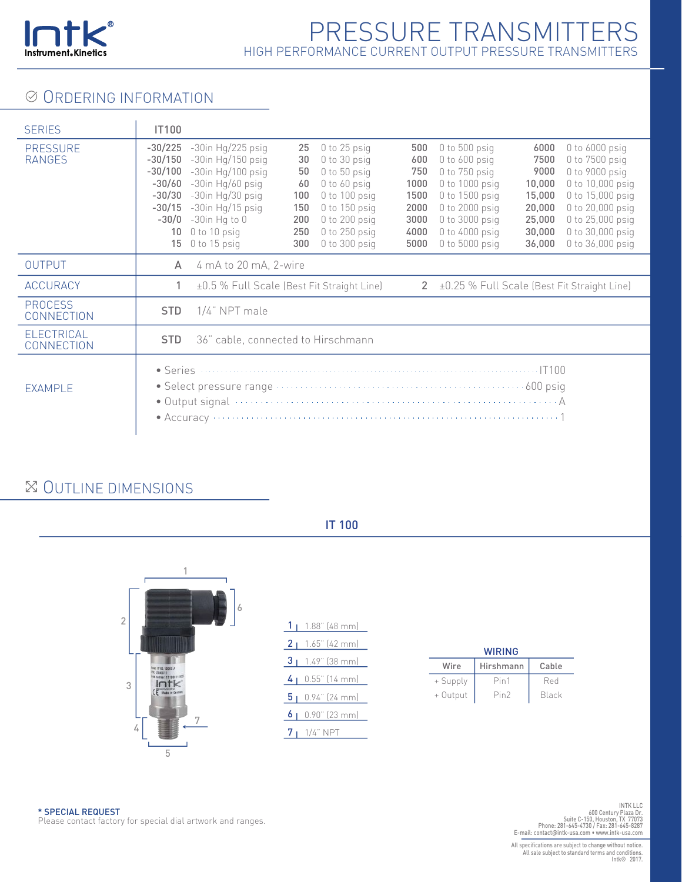# PRESSURE TRANSMITTERS

HIGH PERFORMANCE CURRENT OUTPUT PRESSURE TRANSMITTERS

## ORDERING INFORMATION

| | |
|---|---|
| SERIES | IT100 |
| PRESSURE RANGES | **-30/225** -30in Hg/225 psig<br>**-30/150** -30in Hg/150 psig<br>**-30/100** -30in Hg/100 psig<br>**-30/60** -30in Hg/60 psig<br>**-30/30** -30in Hg/30 psig<br>**-30/15** -30in Hg/15 psig<br>**-30/0** -30in Hg to 0<br>**10** 0 to 10 psig<br>**15** 0 to 15 psig<br>**25** 0 to 25 psig<br>**30** 0 to 30 psig<br>**50** 0 to 50 psig<br>**60** 0 to 60 psig<br>**100** 0 to 100 psig<br>**150** 0 to 150 psig<br>**200** 0 to 200 psig<br>**250** 0 to 250 psig<br>**300** 0 to 300 psig<br>**500** 0 to 500 psig<br>**600** 0 to 600 psig<br>**750** 0 to 750 psig<br>**1000** 0 to 1000 psig<br>**1500** 0 to 1500 psig<br>**2000** 0 to 2000 psig<br>**3000** 0 to 3000 psig<br>**4000** 0 to 4000 psig<br>**5000** 0 to 5000 psig<br>**6000** 0 to 6000 psig<br>**7500** 0 to 7500 psig<br>**9000** 0 to 9000 psig<br>**10,000** 0 to 10,000 psig<br>**15,000** 0 to 15,000 psig<br>**20,000** 0 to 20,000 psig<br>**25,000** 0 to 25,000 psig<br>**30,000** 0 to 30,000 psig<br>**36,000** 0 to 36,000 psig |
| OUTPUT | **A** 4 mA to 20 mA, 2-wire |
| ACCURACY | **1** ±0.5 % Full Scale (Best Fit Straight Line)<br>**2** ±0.25 % Full Scale (Best Fit Straight Line) |
| PROCESS CONNECTION | **STD** 1/4" NPT male |
| ELECTRICAL CONNECTION | **STD** 36" cable, connected to Hirschmann |
| EXAMPLE | • Series ........ IT100<br>• Select pressure range ........ 600 psig<br>• Output signal ........ A<br>• Accuracy ........ 1 |

## OUTLINE DIMENSIONS

### IT 100

1 | 1.88" (48 mm)
2 | 1.65" (42 mm)
3 | 1.49" (38 mm)
4 | 0.55" (14 mm)
5 | 0.94" (24 mm)
6 | 0.90" (23 mm)
7 | 1/4" NPT

**WIRING**

| Wire | Hirshmann | Cable |
|---|---|---|
| + Supply | Pin1 | Red |
| + Output | Pin2 | Black |

**\* SPECIAL REQUEST**
Please contact factory for special dial artwork and ranges.

INTK LLC
600 Century Plaza Dr.
Suite C-150, Houston, TX 77073
Phone: 281-645-4730 / Fax: 281-645-8287
E-mail: contact@intk-usa.com • www.intk-usa.com

All specifications are subject to change without notice.
All sale subject to standard terms and conditions.
Intk® 2017.